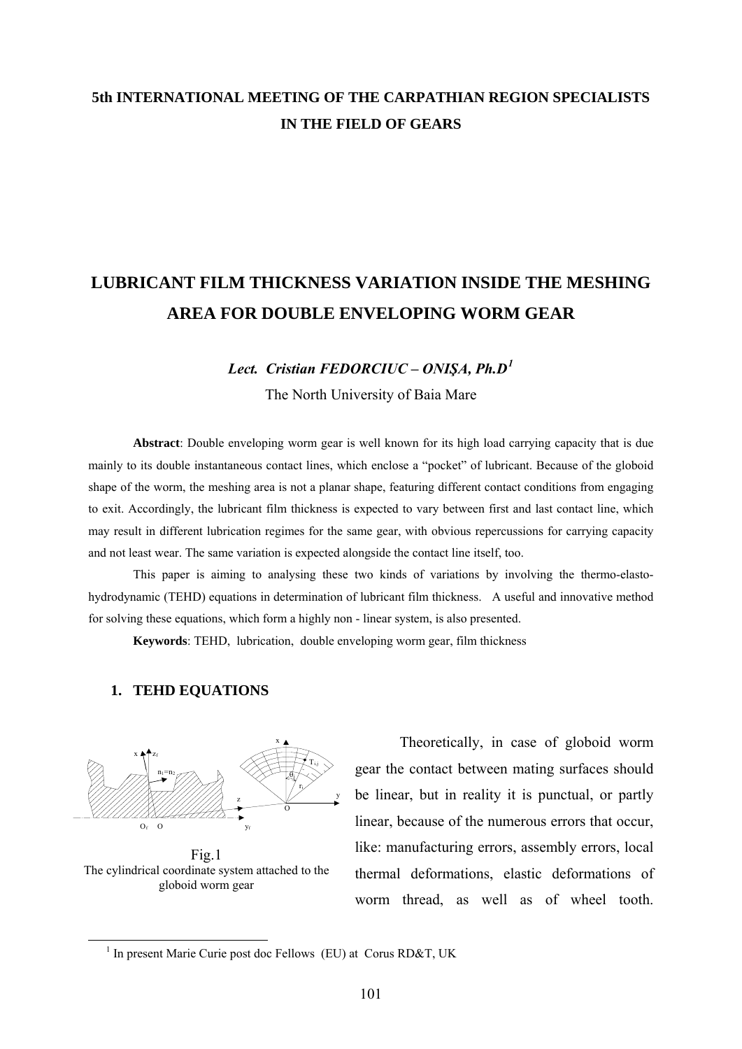**5th INTERNATIONAL MEETING OF THE CARPATHIAN REGION SPECIALISTS IN THE FIELD OF GEARS**

# LUBRICANT FILM THICKNESS VARIATION INSIDE THE MESHING AREA FOR DOUBLE ENVELOPING WORM GEAR

***Lect. Cristian FEDORCIUC – ONIŞA, Ph.D***[1]

The North University of Baia Mare

**Abstract**: Double enveloping worm gear is well known for its high load carrying capacity that is due mainly to its double instantaneous contact lines, which enclose a "pocket" of lubricant. Because of the globoid shape of the worm, the meshing area is not a planar shape, featuring different contact conditions from engaging to exit. Accordingly, the lubricant film thickness is expected to vary between first and last contact line, which may result in different lubrication regimes for the same gear, with obvious repercussions for carrying capacity and not least wear. The same variation is expected alongside the contact line itself, too.

This paper is aiming to analysing these two kinds of variations by involving the thermo-elasto-hydrodynamic (TEHD) equations in determination of lubricant film thickness. A useful and innovative method for solving these equations, which form a highly non - linear system, is also presented.

**Keywords**: TEHD, lubrication, double enveloping worm gear, film thickness

## 1. TEHD EQUATIONS

Fig.1
The cylindrical coordinate system attached to the globoid worm gear

Theoretically, in case of globoid worm gear the contact between mating surfaces should be linear, but in reality it is punctual, or partly linear, because of the numerous errors that occur, like: manufacturing errors, assembly errors, local thermal deformations, elastic deformations of worm thread, as well as of wheel tooth.

[1] In present Marie Curie post doc Fellows (EU) at Corus RD&T, UK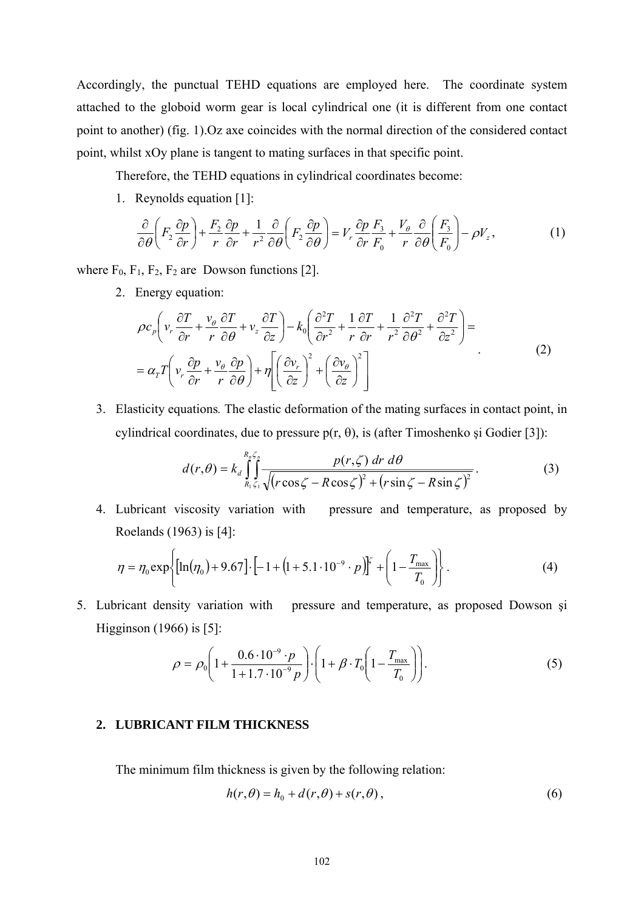Accordingly, the punctual TEHD equations are employed here. The coordinate system attached to the globoid worm gear is local cylindrical one (it is different from one contact point to another) (fig. 1).Oz axe coincides with the normal direction of the considered contact point, whilst xOy plane is tangent to mating surfaces in that specific point.

Therefore, the TEHD equations in cylindrical coordinates become:

1. Reynolds equation [1]:

$$\frac{\partial}{\partial\theta}\left(F_2\frac{\partial p}{\partial r}\right)+\frac{F_2}{r}\frac{\partial p}{\partial r}+\frac{1}{r^2}\frac{\partial}{\partial\theta}\left(F_2\frac{\partial p}{\partial\theta}\right)=V_r\frac{\partial p}{\partial r}\frac{F_3}{F_0}+\frac{V_\theta}{r}\frac{\partial}{\partial\theta}\left(\frac{F_3}{F_0}\right)-\rho V_z\,, \tag{1}$$

where $F_0$, $F_1$, $F_2$, $F_2$ are Dowson functions [2].

2. Energy equation:

$$\begin{aligned}&\rho c_p\left(v_r\frac{\partial T}{\partial r}+\frac{v_\theta}{r}\frac{\partial T}{\partial\theta}+v_z\frac{\partial T}{\partial z}\right)-k_0\left(\frac{\partial^2 T}{\partial r^2}+\frac{1}{r}\frac{\partial T}{\partial r}+\frac{1}{r^2}\frac{\partial^2 T}{\partial\theta^2}+\frac{\partial^2 T}{\partial z^2}\right)=\\&=\alpha_T T\left(v_r\frac{\partial p}{\partial r}+\frac{v_\theta}{r}\frac{\partial p}{\partial\theta}\right)+\eta\left[\left(\frac{\partial v_r}{\partial z}\right)^2+\left(\frac{\partial v_\theta}{\partial z}\right)^2\right]\end{aligned}\,. \tag{2}$$

3. Elasticity equations*.* The elastic deformation of the mating surfaces in contact point, in cylindrical coordinates, due to pressure p(r, θ), is (after Timoshenko şi Godier [3]):

$$d(r,\theta)=k_d\int\limits_{R_1}^{R_n}\int\limits_{\zeta_1}^{\zeta_n}\frac{p(r,\zeta)\;dr\;d\theta}{\sqrt{\left(r\cos\zeta-R\cos\zeta\right)^2+\left(r\sin\zeta-R\sin\zeta\right)^2}}\,. \tag{3}$$

4. Lubricant viscosity variation with pressure and temperature, as proposed by Roelands (1963) is [4]:

$$\eta=\eta_0\exp\left\{\left[\ln(\eta_0)+9.67\right]\cdot\left[-1+\left(1+5.1\cdot10^{-9}\cdot p\right)\right]^{\zeta}+\left(1-\frac{T_{\max}}{T_0}\right)\right\}. \tag{4}$$

5. Lubricant density variation with pressure and temperature, as proposed Dowson şi Higginson (1966) is [5]:

$$\rho=\rho_0\left(1+\frac{0.6\cdot10^{-9}\cdot p}{1+1.7\cdot10^{-9}p}\right)\cdot\left(1+\beta\cdot T_0\left(1-\frac{T_{\max}}{T_0}\right)\right). \tag{5}$$

## 2. LUBRICANT FILM THICKNESS

The minimum film thickness is given by the following relation:

$$h(r,\theta)=h_0+d(r,\theta)+s(r,\theta)\,, \tag{6}$$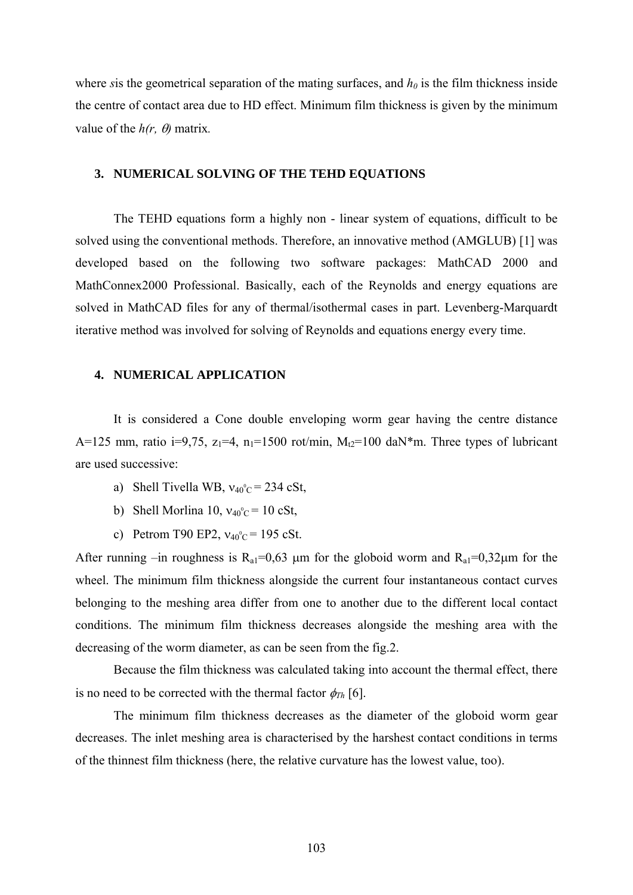where *s*is the geometrical separation of the mating surfaces, and $h_0$ is the film thickness inside the centre of contact area due to HD effect. Minimum film thickness is given by the minimum value of the $h(r, \theta)$ matrix.

## 3. NUMERICAL SOLVING OF THE TEHD EQUATIONS

The TEHD equations form a highly non - linear system of equations, difficult to be solved using the conventional methods. Therefore, an innovative method (AMGLUB) [1] was developed based on the following two software packages: MathCAD 2000 and MathConnex2000 Professional. Basically, each of the Reynolds and energy equations are solved in MathCAD files for any of thermal/isothermal cases in part. Levenberg-Marquardt iterative method was involved for solving of Reynolds and equations energy every time.

## 4. NUMERICAL APPLICATION

It is considered a Cone double enveloping worm gear having the centre distance A=125 mm, ratio i=9,75, $z_1$=4, $n_1$=1500 rot/min, $M_{t2}$=100 daN*m. Three types of lubricant are used successive:

a) Shell Tivella WB, $\nu_{40^0C}$ = 234 cSt,

b) Shell Morlina 10, $\nu_{40^0C}$ = 10 cSt,

c) Petrom T90 EP2, $\nu_{40^0C}$ = 195 cSt.

After running –in roughness is $R_{a1}$=0,63 μm for the globoid worm and $R_{a1}$=0,32μm for the wheel. The minimum film thickness alongside the current four instantaneous contact curves belonging to the meshing area differ from one to another due to the different local contact conditions. The minimum film thickness decreases alongside the meshing area with the decreasing of the worm diameter, as can be seen from the fig.2.

Because the film thickness was calculated taking into account the thermal effect, there is no need to be corrected with the thermal factor $\phi_{Th}$ [6].

The minimum film thickness decreases as the diameter of the globoid worm gear decreases. The inlet meshing area is characterised by the harshest contact conditions in terms of the thinnest film thickness (here, the relative curvature has the lowest value, too).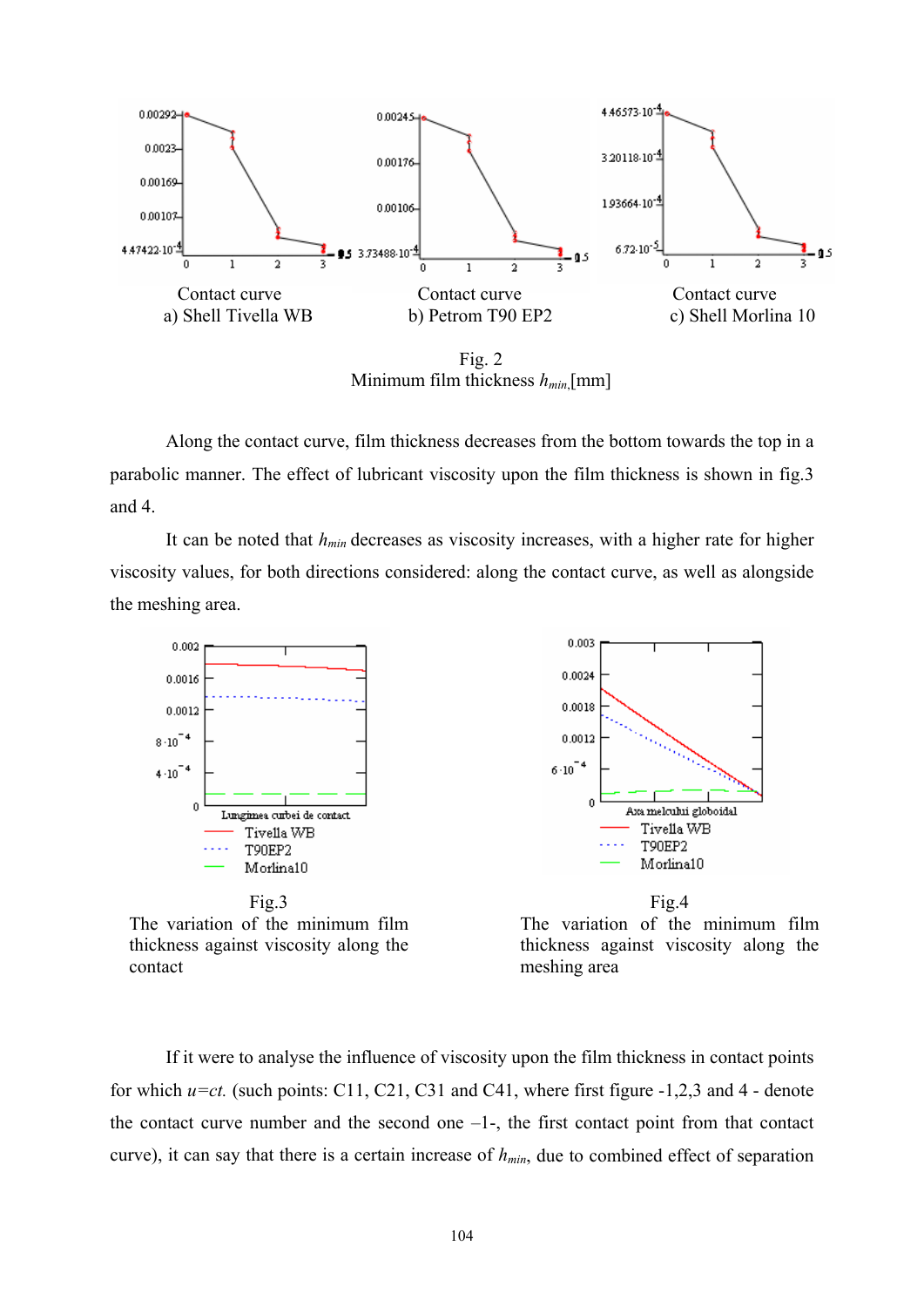Contact curve
a) Shell Tivella WB

Contact curve
b) Petrom T90 EP2

Contact curve
c) Shell Morlina 10

Fig. 2
Minimum film thickness $h_{min}$,[mm]

Along the contact curve, film thickness decreases from the bottom towards the top in a parabolic manner. The effect of lubricant viscosity upon the film thickness is shown in fig.3 and 4.

It can be noted that $h_{min}$ decreases as viscosity increases, with a higher rate for higher viscosity values, for both directions considered: along the contact curve, as well as alongside the meshing area.

Fig.3
The variation of the minimum film thickness against viscosity along the contact

Fig.4
The variation of the minimum film thickness against viscosity along the meshing area

If it were to analyse the influence of viscosity upon the film thickness in contact points for which $u$=*ct.* (such points: C11, C21, C31 and C41, where first figure -1,2,3 and 4 - denote the contact curve number and the second one –1-, the first contact point from that contact curve), it can say that there is a certain increase of $h_{min}$, due to combined effect of separation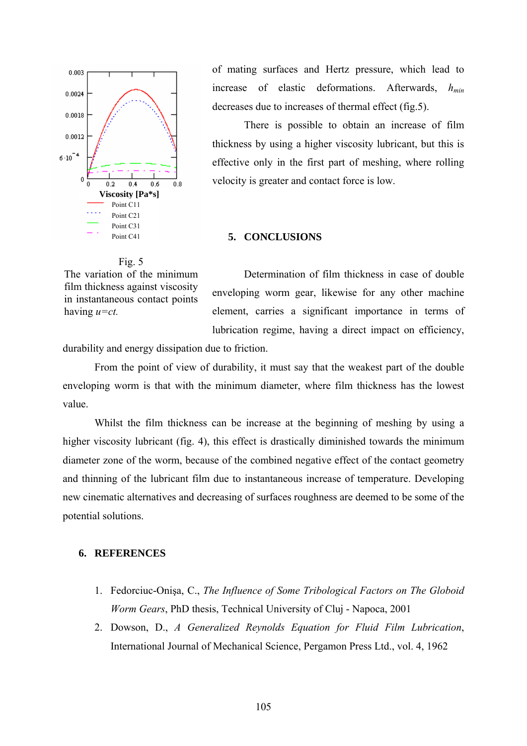of mating surfaces and Hertz pressure, which lead to increase of elastic deformations. Afterwards, $h_{min}$ decreases due to increases of thermal effect (fig.5).

There is possible to obtain an increase of film thickness by using a higher viscosity lubricant, but this is effective only in the first part of meshing, where rolling velocity is greater and contact force is low.

Fig. 5
The variation of the minimum film thickness against viscosity in instantaneous contact points having *u=ct.*

## 5. CONCLUSIONS

Determination of film thickness in case of double enveloping worm gear, likewise for any other machine element, carries a significant importance in terms of lubrication regime, having a direct impact on efficiency, durability and energy dissipation due to friction.

From the point of view of durability, it must say that the weakest part of the double enveloping worm is that with the minimum diameter, where film thickness has the lowest value.

Whilst the film thickness can be increase at the beginning of meshing by using a higher viscosity lubricant (fig. 4), this effect is drastically diminished towards the minimum diameter zone of the worm, because of the combined negative effect of the contact geometry and thinning of the lubricant film due to instantaneous increase of temperature. Developing new cinematic alternatives and decreasing of surfaces roughness are deemed to be some of the potential solutions.

## 6. REFERENCES

1. Fedorciuc-Onişa, C., *The Influence of Some Tribological Factors on The Globoid Worm Gears*, PhD thesis, Technical University of Cluj - Napoca, 2001
2. Dowson, D., *A Generalized Reynolds Equation for Fluid Film Lubrication*, International Journal of Mechanical Science, Pergamon Press Ltd., vol. 4, 1962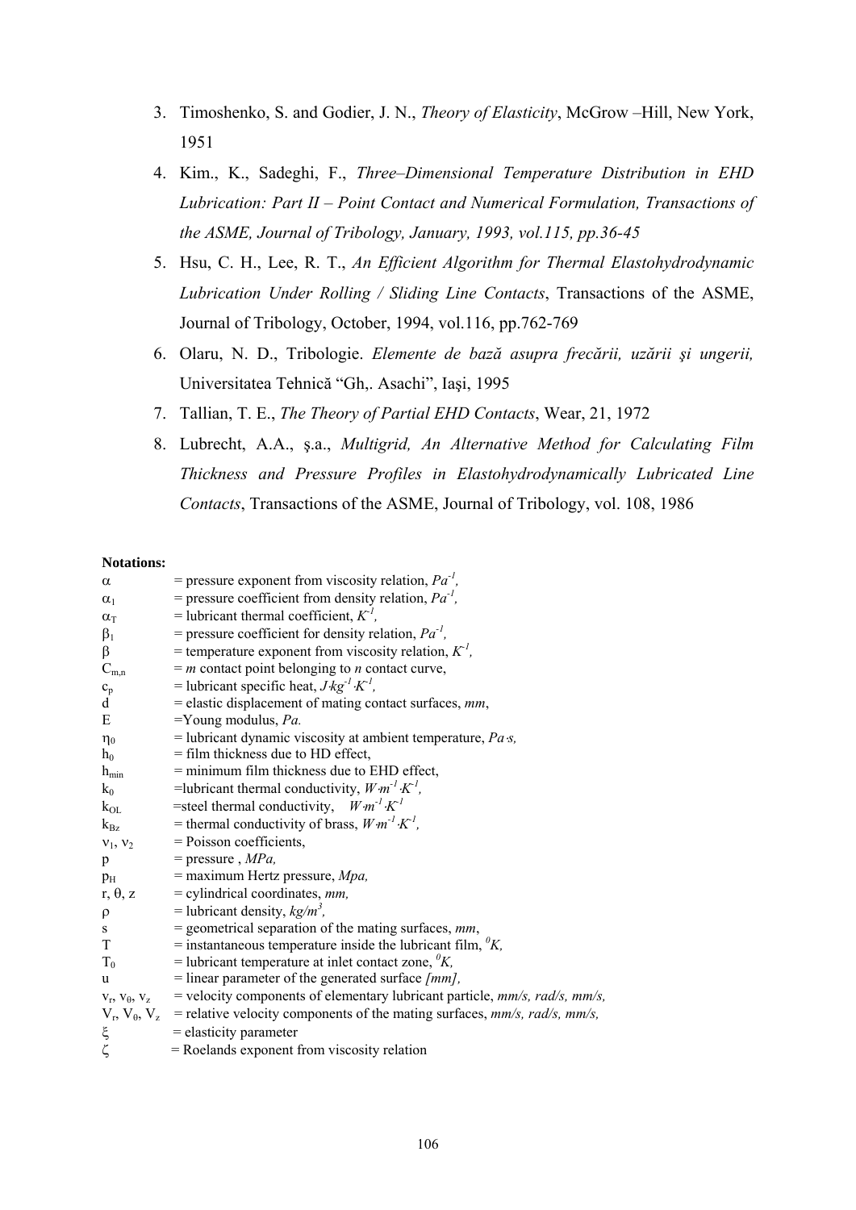3. Timoshenko, S. and Godier, J. N., *Theory of Elasticity*, McGrow –Hill, New York, 1951
4. Kim., K., Sadeghi, F., *Three–Dimensional Temperature Distribution in EHD Lubrication: Part II – Point Contact and Numerical Formulation, Transactions of the ASME, Journal of Tribology, January, 1993, vol.115, pp.36-45*
5. Hsu, C. H., Lee, R. T., *An Efficient Algorithm for Thermal Elastohydrodynamic Lubrication Under Rolling / Sliding Line Contacts*, Transactions of the ASME, Journal of Tribology, October, 1994, vol.116, pp.762-769
6. Olaru, N. D., Tribologie. *Elemente de bază asupra frecării, uzării şi ungerii,* Universitatea Tehnică "Gh,. Asachi", Iaşi, 1995
7. Tallian, T. E., *The Theory of Partial EHD Contacts*, Wear, 21, 1972
8. Lubrecht, A.A., ş.a., *Multigrid, An Alternative Method for Calculating Film Thickness and Pressure Profiles in Elastohydrodynamically Lubricated Line Contacts*, Transactions of the ASME, Journal of Tribology, vol. 108, 1986

**Notations:**

$\alpha$ = pressure exponent from viscosity relation, $Pa^{-1}$,
$\alpha_1$ = pressure coefficient from density relation, $Pa^{-1}$,
$\alpha_T$ = lubricant thermal coefficient, $K^{-1}$,
$\beta_1$ = pressure coefficient for density relation, $Pa^{-1}$,
$\beta$ = temperature exponent from viscosity relation, $K^{-1}$,
$C_{m,n}$ = *m* contact point belonging to *n* contact curve,
$c_p$ = lubricant specific heat, $J \cdot kg^{-1} \cdot K^{-1}$,
d = elastic displacement of mating contact surfaces, *mm*,
E =Young modulus, *Pa.*
$\eta_0$ = lubricant dynamic viscosity at ambient temperature, $Pa \cdot s$,
$h_0$ = film thickness due to HD effect,
$h_{min}$ = minimum film thickness due to EHD effect,
$k_0$ =lubricant thermal conductivity, $W \cdot m^{-1} \cdot K^{-1}$,
$k_{OL}$ =steel thermal conductivity, $W \cdot m^{-1} \cdot K^{-1}$
$k_{Bz}$ = thermal conductivity of brass, $W \cdot m^{-1} \cdot K^{-1}$,
$\nu_1$, $\nu_2$ = Poisson coefficients,
p = pressure , *MPa,*
$p_H$ = maximum Hertz pressure, *Mpa,*
r, $\theta$, z = cylindrical coordinates, *mm,*
$\rho$ = lubricant density, $kg/m^3$,
s = geometrical separation of the mating surfaces, *mm*,
T = instantaneous temperature inside the lubricant film, $^0K$,
$T_0$ = lubricant temperature at inlet contact zone, $^0K$,
u = linear parameter of the generated surface *[mm],*
$v_r$, $v_\theta$, $v_z$ = velocity components of elementary lubricant particle, *mm/s, rad/s, mm/s,*
$V_r$, $V_\theta$, $V_z$ = relative velocity components of the mating surfaces, *mm/s, rad/s, mm/s,*
$\xi$ = elasticity parameter
$\zeta$ = Roelands exponent from viscosity relation